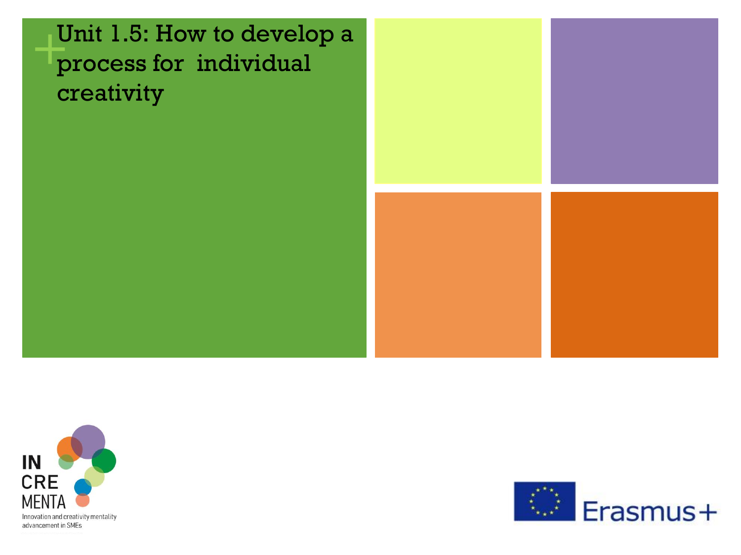# Unit 1.5: How to develop a process for individual creativity

IN CRE MENTA

Innovation and creativity mentality advancement in SMEs

Erasmus+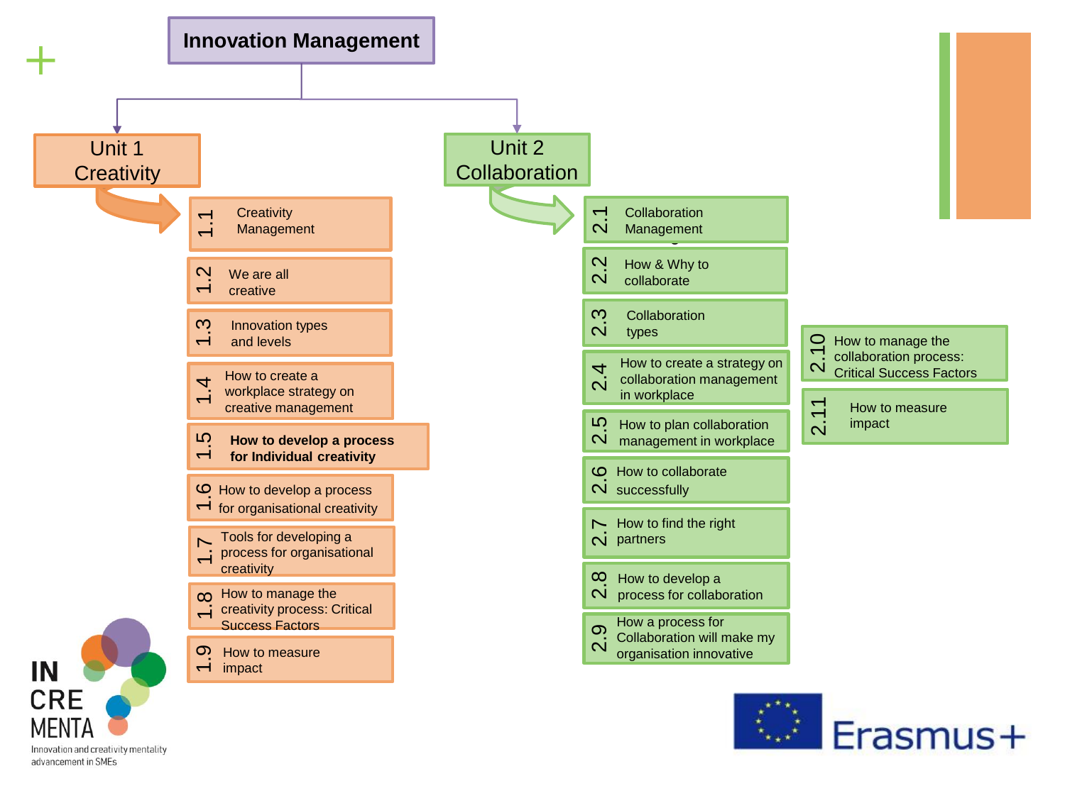# Innovation Management

## Unit 1 Creativity

- 1.1 Creativity Management
- 1.2 We are all creative
- 1.3 Innovation types and levels
- 1.4 How to create a workplace strategy on creative management
- 1.5 **How to develop a process for Individual creativity**
- 1.6 How to develop a process for organisational creativity
- 1.7 Tools for developing a process for organisational creativity
- 1.8 How to manage the creativity process: Critical Success Factors
- 1.9 How to measure impact

## Unit 2 Collaboration

- 2.1 Collaboration Management
- 2.2 How & Why to collaborate
- 2.3 Collaboration types
- 2.4 How to create a strategy on collaboration management in workplace
- 2.5 How to plan collaboration management in workplace
- 2.6 How to collaborate successfully
- 2.7 How to find the right partners
- 2.8 How to develop a process for collaboration
- 2.9 How a process for Collaboration will make my organisation innovative
- 2.10 How to manage the collaboration process: Critical Success Factors
- 2.11 How to measure impact

IN CRE MENTA
Innovation and creativity mentality advancement in SMEs

Erasmus+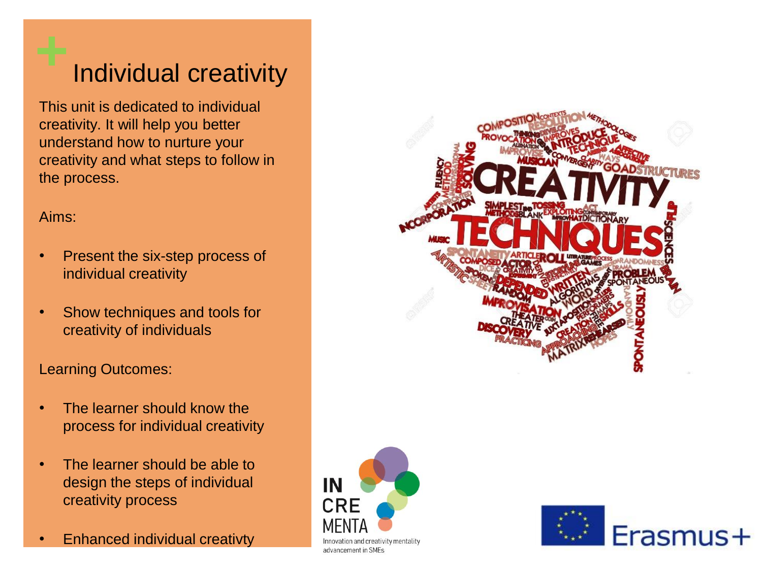# Individual creativity

This unit is dedicated to individual creativity. It will help you better understand how to nurture your creativity and what steps to follow in the process.

Aims:

- Present the six-step process of individual creativity
- Show techniques and tools for creativity of individuals

Learning Outcomes:

- The learner should know the process for individual creativity
- The learner should be able to design the steps of individual creativity process
- Enhanced individual creativty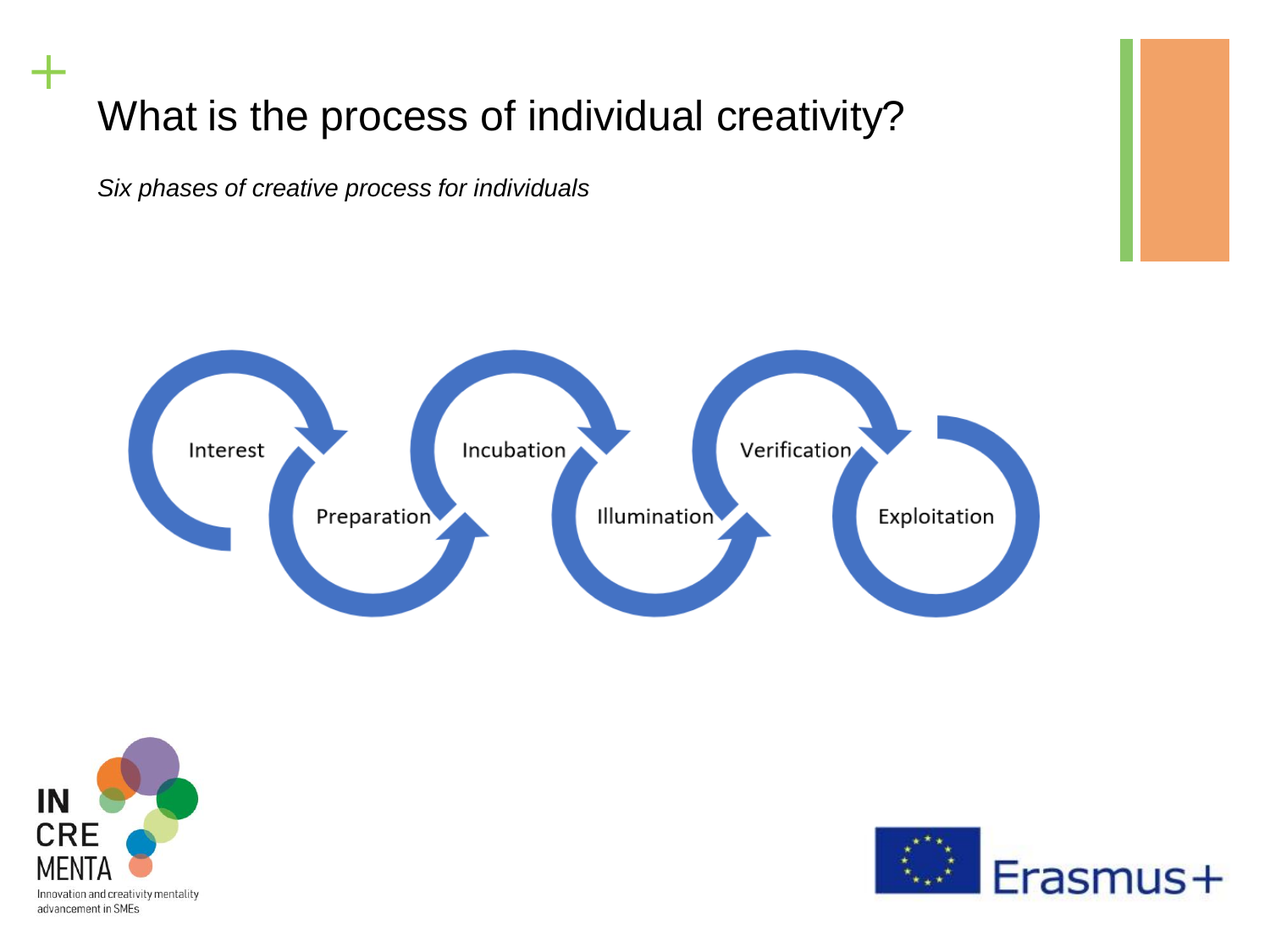# What is the process of individual creativity?

*Six phases of creative process for individuals*

Interest → Preparation → Incubation → Illumination → Verification → Exploitation

Innovation and creativity mentality advancement in SMEs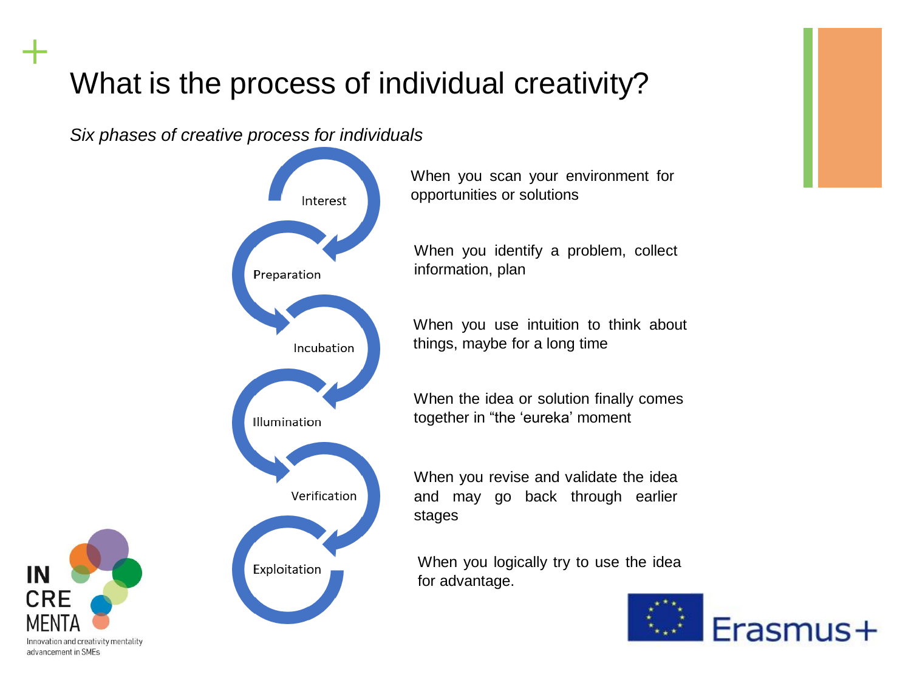# What is the process of individual creativity?

*Six phases of creative process for individuals*

| Phase | Description |
|---|---|
| Interest | When you scan your environment for opportunities or solutions |
| Preparation | When you identify a problem, collect information, plan |
| Incubation | When you use intuition to think about things, maybe for a long time |
| Illumination | When the idea or solution finally comes together in "the 'eureka' moment |
| Verification | When you revise and validate the idea and may go back through earlier stages |
| Exploitation | When you logically try to use the idea for advantage. |

IN CRE MENTA
Innovation and creativity mentality advancement in SMEs

Erasmus+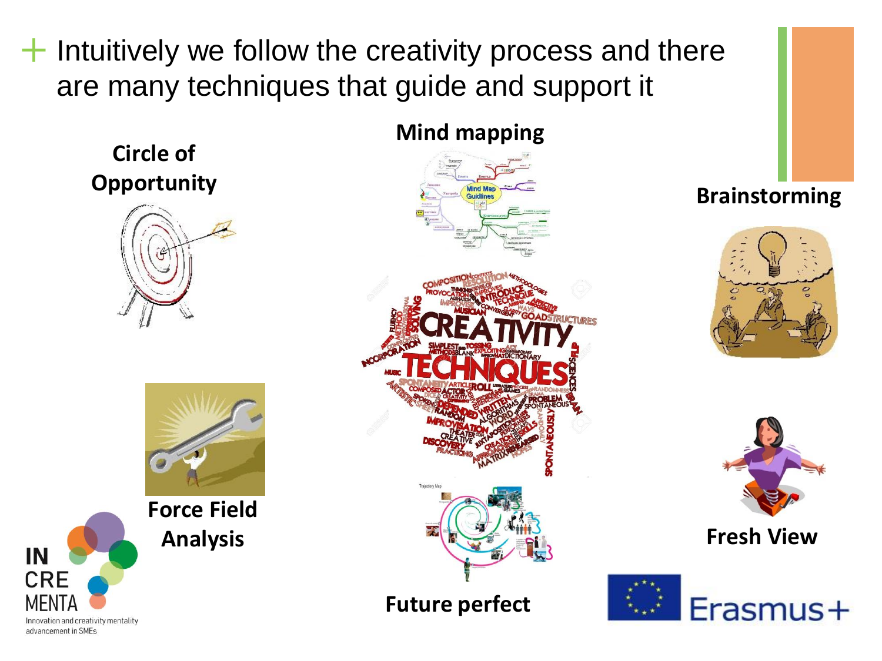## Intuitively we follow the creativity process and there are many techniques that guide and support it

- Circle of Opportunity
- Mind mapping
- Brainstorming
- Force Field Analysis
- Future perfect
- Fresh View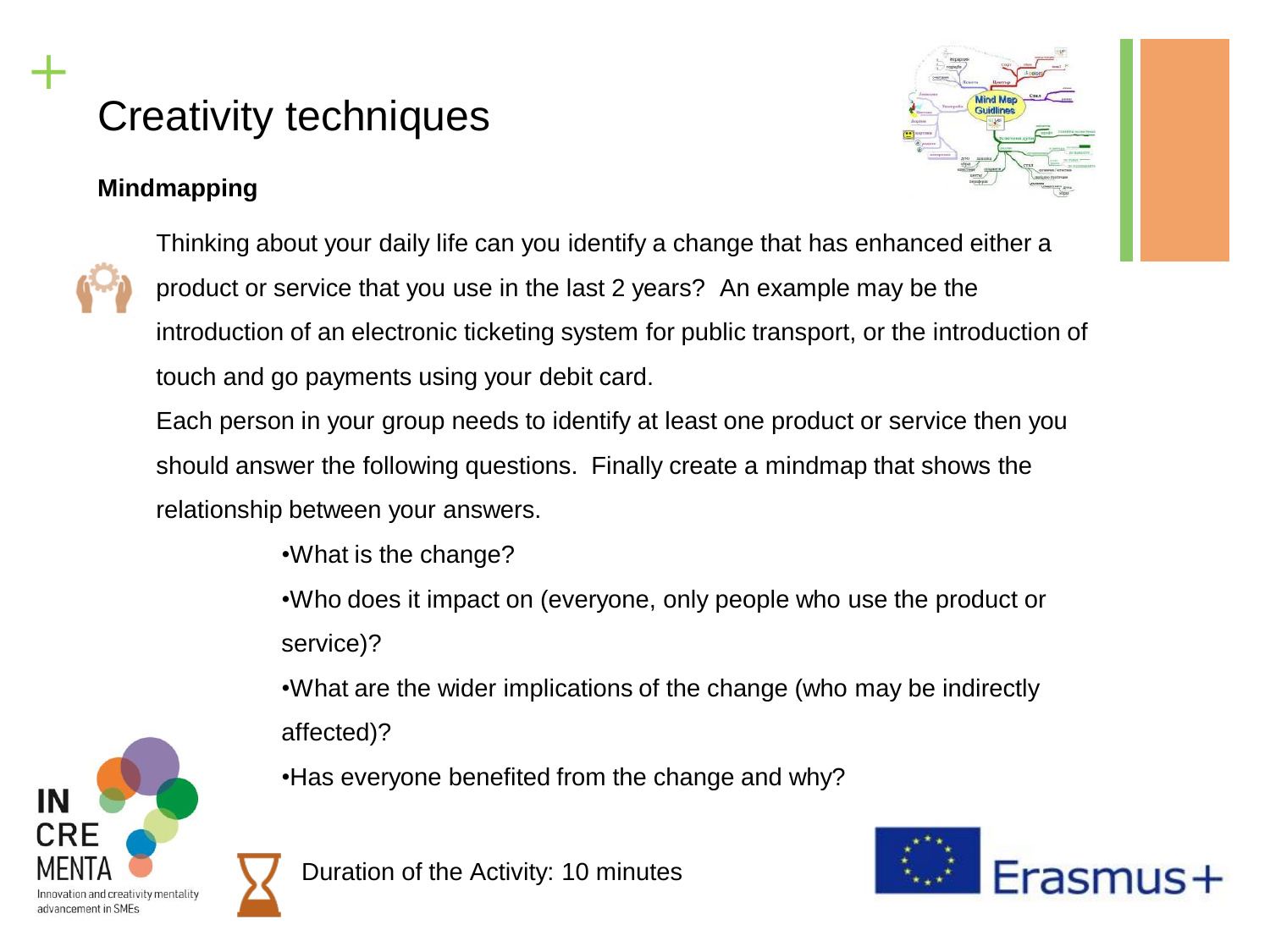# Creativity techniques

**Mindmapping**

Thinking about your daily life can you identify a change that has enhanced either a product or service that you use in the last 2 years? An example may be the introduction of an electronic ticketing system for public transport, or the introduction of touch and go payments using your debit card.

Each person in your group needs to identify at least one product or service then you should answer the following questions. Finally create a mindmap that shows the relationship between your answers.

- What is the change?
- Who does it impact on (everyone, only people who use the product or service)?
- What are the wider implications of the change (who may be indirectly affected)?
- Has everyone benefited from the change and why?

Duration of the Activity: 10 minutes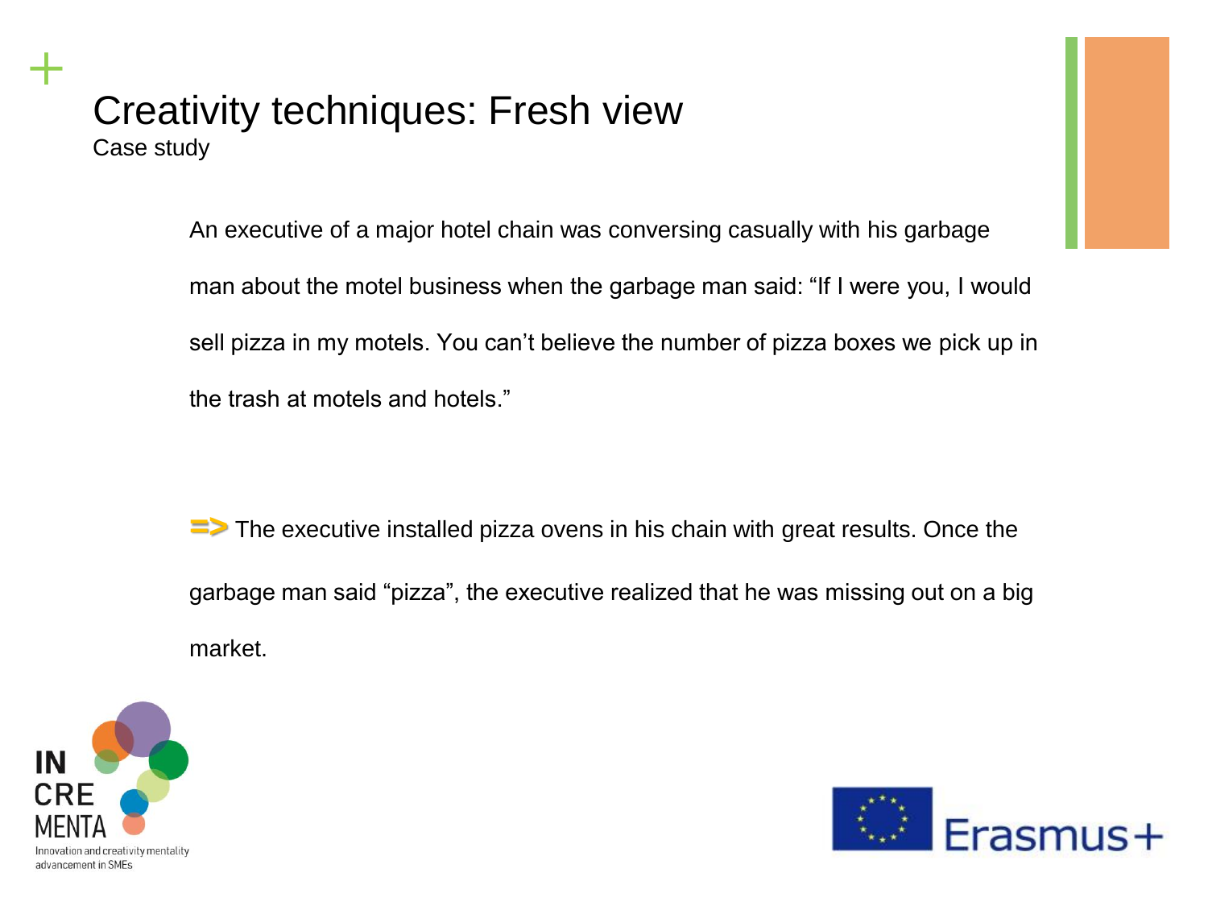# Creativity techniques: Fresh view

Case study

An executive of a major hotel chain was conversing casually with his garbage man about the motel business when the garbage man said: “If I were you, I would sell pizza in my motels. You can’t believe the number of pizza boxes we pick up in the trash at motels and hotels.”

=> The executive installed pizza ovens in his chain with great results. Once the garbage man said “pizza”, the executive realized that he was missing out on a big market.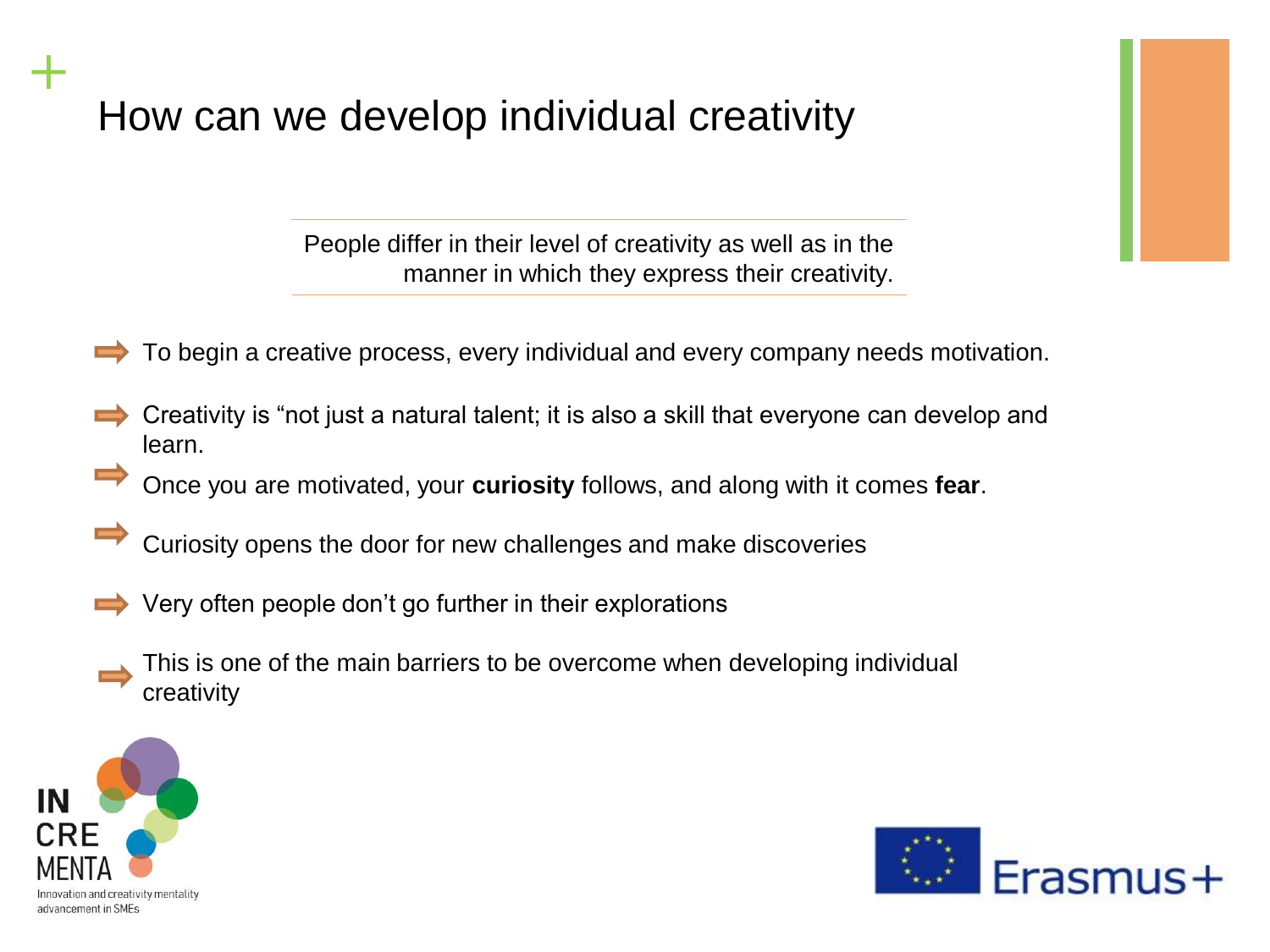# How can we develop individual creativity

People differ in their level of creativity as well as in the manner in which they express their creativity.

- To begin a creative process, every individual and every company needs motivation.
- Creativity is "not just a natural talent; it is also a skill that everyone can develop and learn.
- Once you are motivated, your **curiosity** follows, and along with it comes **fear**.
- Curiosity opens the door for new challenges and make discoveries
- Very often people don't go further in their explorations
- This is one of the main barriers to be overcome when developing individual creativity

IN CRE MENTA
Innovation and creativity mentality advancement in SMEs

Erasmus+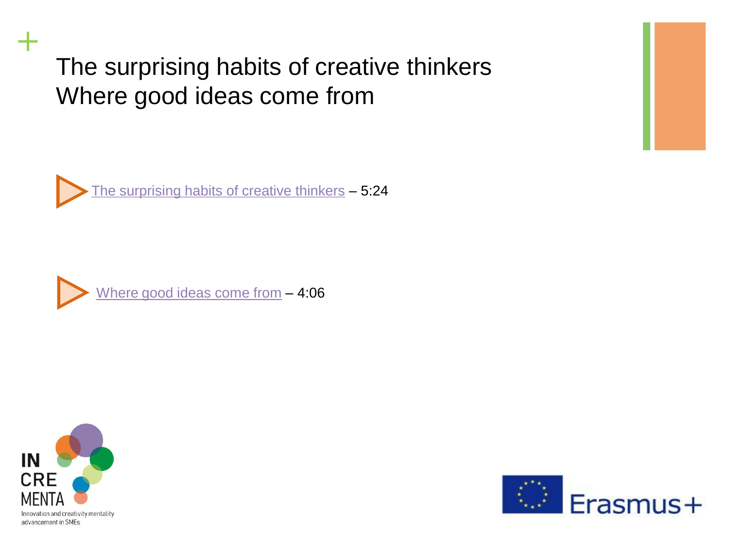# The surprising habits of creative thinkers
# Where good ideas come from

- The surprising habits of creative thinkers – 5:24
- Where good ideas come from – 4:06

IN CRE MENTA
Innovation and creativity mentality advancement in SMEs

Erasmus+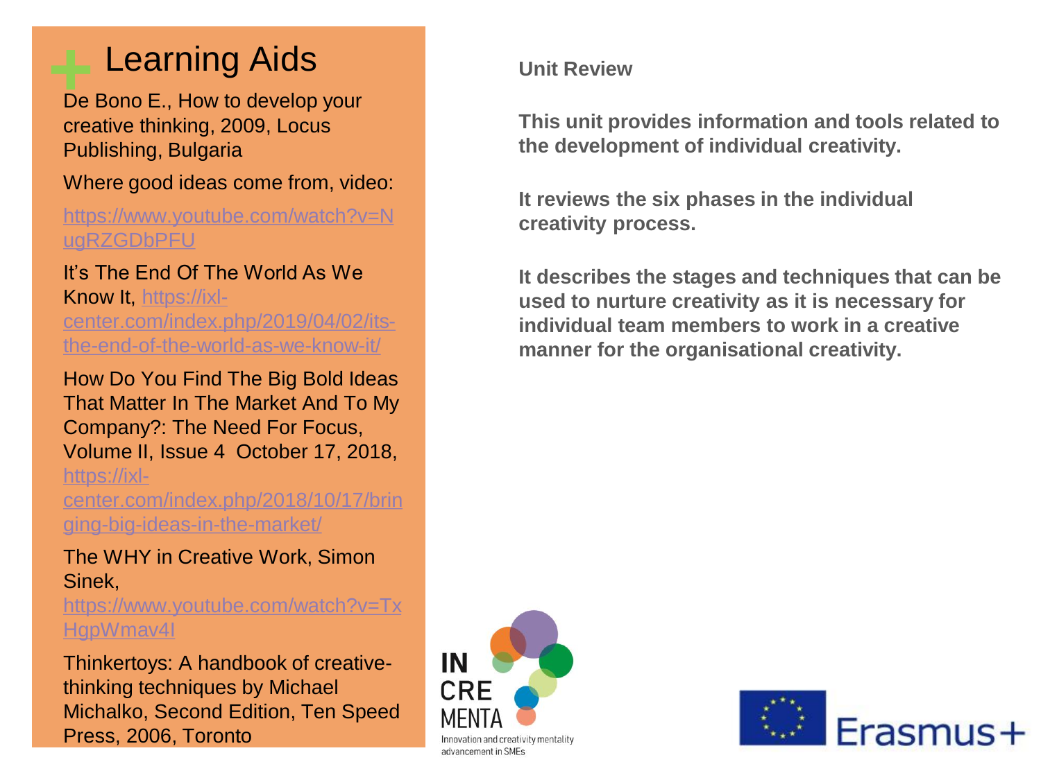# Learning Aids

De Bono E., How to develop your creative thinking, 2009, Locus Publishing, Bulgaria

Where good ideas come from, video:

https://www.youtube.com/watch?v=NugRZGDbPFU

It's The End Of The World As We Know It, https://ixl-center.com/index.php/2019/04/02/its-the-end-of-the-world-as-we-know-it/

How Do You Find The Big Bold Ideas That Matter In The Market And To My Company?: The Need For Focus, Volume II, Issue 4 October 17, 2018, https://ixl-center.com/index.php/2018/10/17/bringing-big-ideas-in-the-market/

The WHY in Creative Work, Simon Sinek, https://www.youtube.com/watch?v=TxHgpWmav4I

Thinkertoys: A handbook of creative-thinking techniques by Michael Michalko, Second Edition, Ten Speed Press, 2006, Toronto

## Unit Review

**This unit provides information and tools related to the development of individual creativity.**

**It reviews the six phases in the individual creativity process.**

**It describes the stages and techniques that can be used to nurture creativity as it is necessary for individual team members to work in a creative manner for the organisational creativity.**

IN CRE MENTA

Innovation and creativity mentality advancement in SMEs

Erasmus+